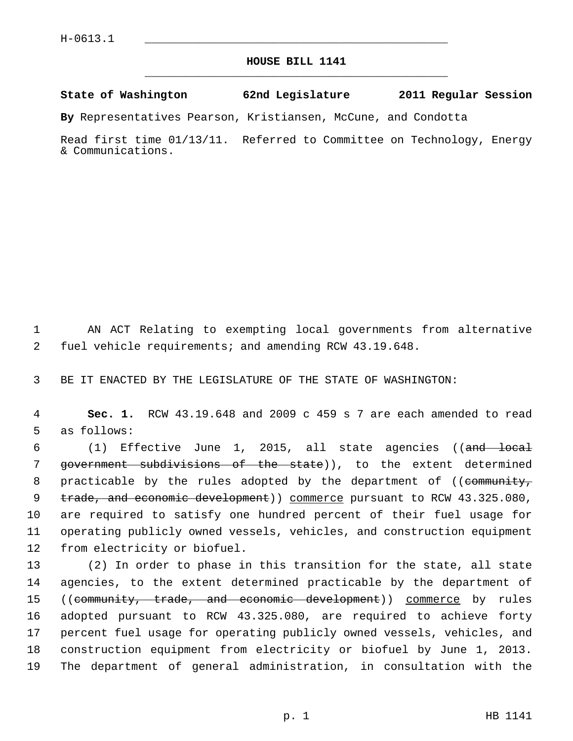H-0613.1

# HOUSE BILL 1141

**State of Washington 62nd Legislature 2011 Regular Session**

**By** Representatives Pearson, Kristiansen, McCune, and Condotta

Read first time 01/13/11. Referred to Committee on Technology, Energy & Communications.

AN ACT Relating to exempting local governments from alternative fuel vehicle requirements; and amending RCW 43.19.648.

BE IT ENACTED BY THE LEGISLATURE OF THE STATE OF WASHINGTON:

**Sec. 1.** RCW 43.19.648 and 2009 c 459 s 7 are each amended to read as follows:

(1) Effective June 1, 2015, all state agencies ((~~and local government subdivisions of the state~~)), to the extent determined practicable by the rules adopted by the department of ((~~community, trade, and economic development~~)) <u>commerce</u> pursuant to RCW 43.325.080, are required to satisfy one hundred percent of their fuel usage for operating publicly owned vessels, vehicles, and construction equipment from electricity or biofuel.

(2) In order to phase in this transition for the state, all state agencies, to the extent determined practicable by the department of ((~~community, trade, and economic development~~)) <u>commerce</u> by rules adopted pursuant to RCW 43.325.080, are required to achieve forty percent fuel usage for operating publicly owned vessels, vehicles, and construction equipment from electricity or biofuel by June 1, 2013. The department of general administration, in consultation with the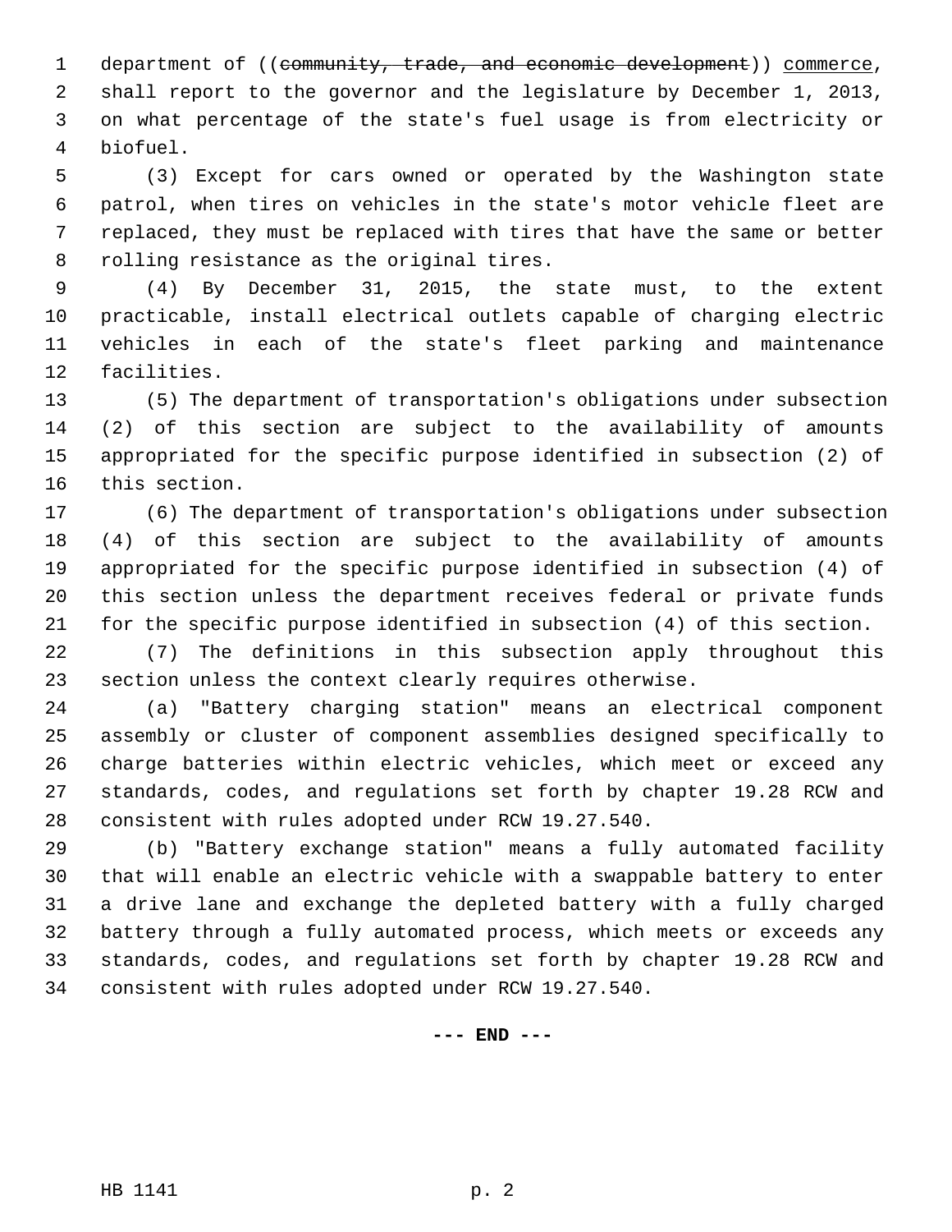department of ((~~community, trade, and economic development~~)) commerce, shall report to the governor and the legislature by December 1, 2013, on what percentage of the state's fuel usage is from electricity or biofuel.

(3) Except for cars owned or operated by the Washington state patrol, when tires on vehicles in the state's motor vehicle fleet are replaced, they must be replaced with tires that have the same or better rolling resistance as the original tires.

(4) By December 31, 2015, the state must, to the extent practicable, install electrical outlets capable of charging electric vehicles in each of the state's fleet parking and maintenance facilities.

(5) The department of transportation's obligations under subsection (2) of this section are subject to the availability of amounts appropriated for the specific purpose identified in subsection (2) of this section.

(6) The department of transportation's obligations under subsection (4) of this section are subject to the availability of amounts appropriated for the specific purpose identified in subsection (4) of this section unless the department receives federal or private funds for the specific purpose identified in subsection (4) of this section.

(7) The definitions in this subsection apply throughout this section unless the context clearly requires otherwise.

(a) "Battery charging station" means an electrical component assembly or cluster of component assemblies designed specifically to charge batteries within electric vehicles, which meet or exceed any standards, codes, and regulations set forth by chapter 19.28 RCW and consistent with rules adopted under RCW 19.27.540.

(b) "Battery exchange station" means a fully automated facility that will enable an electric vehicle with a swappable battery to enter a drive lane and exchange the depleted battery with a fully charged battery through a fully automated process, which meets or exceeds any standards, codes, and regulations set forth by chapter 19.28 RCW and consistent with rules adopted under RCW 19.27.540.

**--- END ---**